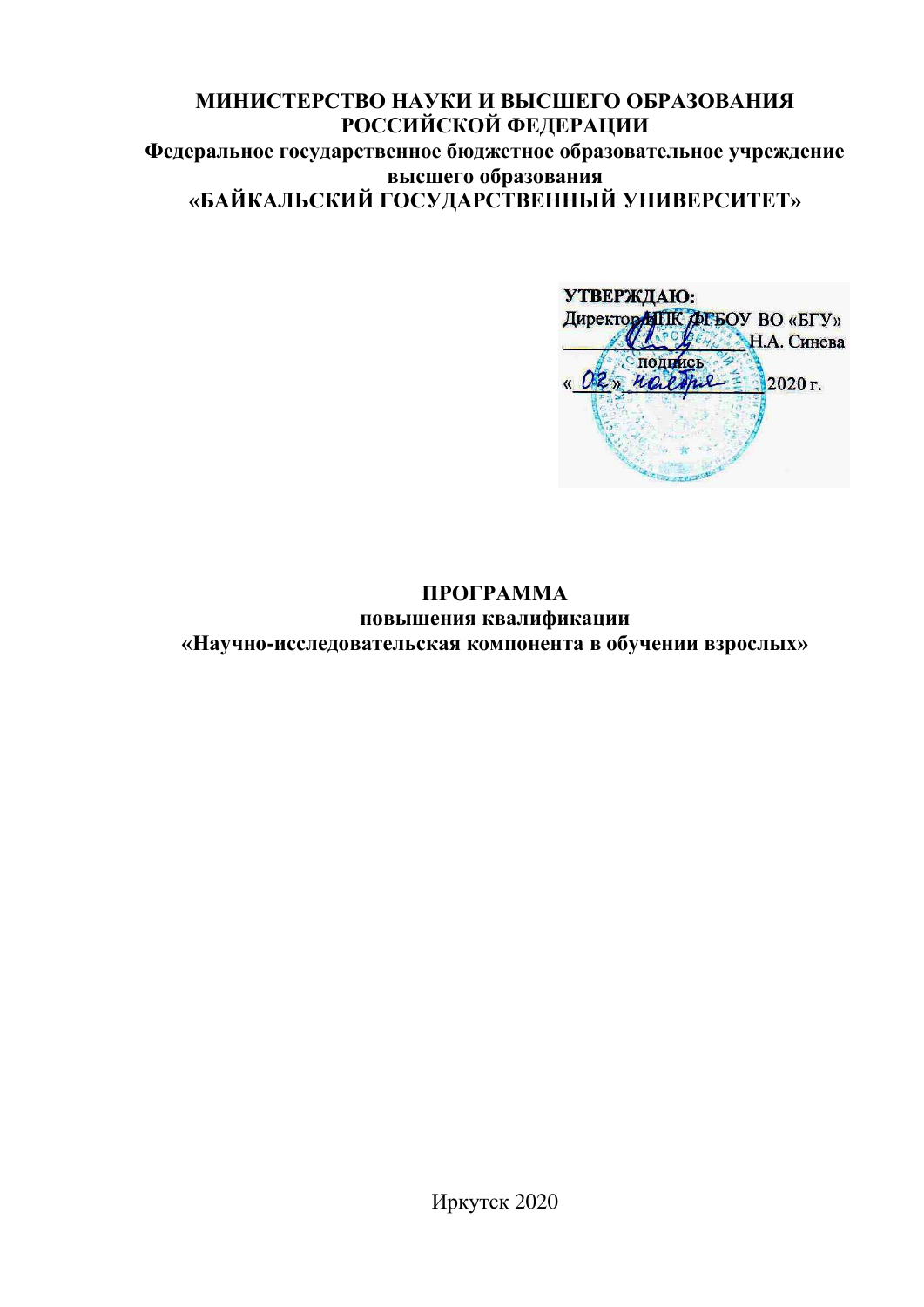**МИНИСТЕРСТВО НАУКИ И ВЫСШЕГО ОБРАЗОВАНИЯ РОССИЙСКОЙ ФЕДЕРАЦИИ**
**Федеральное государственное бюджетное образовательное учреждение высшего образования**
**«БАЙКАЛЬСКИЙ ГОСУДАРСТВЕННЫЙ УНИВЕРСИТЕТ»**

**УТВЕРЖДАЮ:**
Директор ИПК ФГБОУ ВО «БГУ»
_______________ Н.А. Синева
подпись
« 02 » ноября 2020 г.

# ПРОГРАММА
## повышения квалификации
## «Научно-исследовательская компонента в обучении взрослых»

Иркутск 2020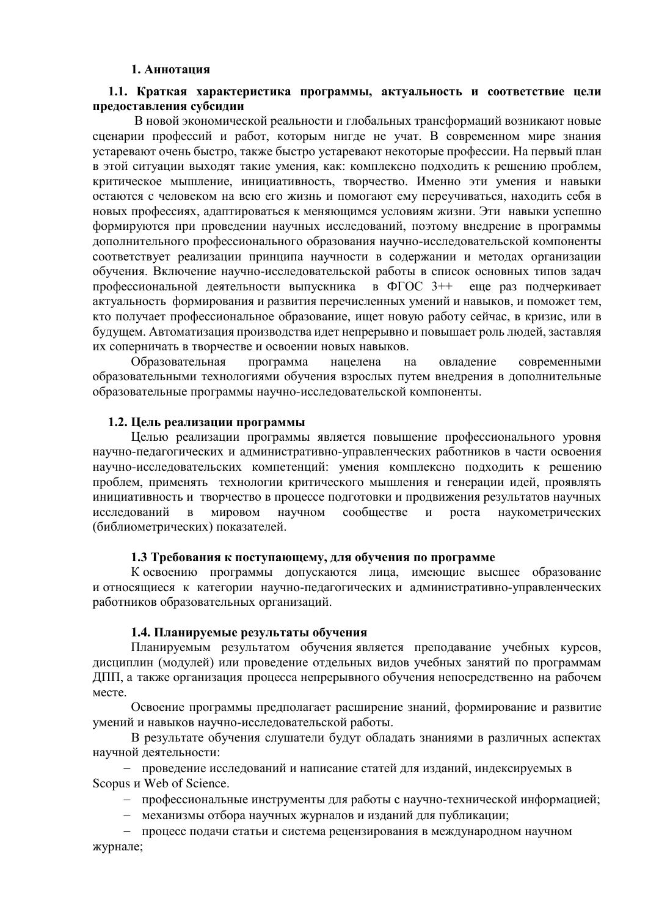## 1. Аннотация

### 1.1. Краткая характеристика программы, актуальность и соответствие цели предоставления субсидии

В новой экономической реальности и глобальных трансформаций возникают новые сценарии профессий и работ, которым нигде не учат. В современном мире знания устаревают очень быстро, также быстро устаревают некоторые профессии. На первый план в этой ситуации выходят такие умения, как: комплексно подходить к решению проблем, критическое мышление, инициативность, творчество. Именно эти умения и навыки остаются с человеком на всю его жизнь и помогают ему переучиваться, находить себя в новых профессиях, адаптироваться к меняющимся условиям жизни. Эти навыки успешно формируются при проведении научных исследований, поэтому внедрение в программы дополнительного профессионального образования научно-исследовательской компоненты соответствует реализации принципа научности в содержании и методах организации обучения. Включение научно-исследовательской работы в список основных типов задач профессиональной деятельности выпускника в ФГОС 3++ еще раз подчеркивает актуальность формирования и развития перечисленных умений и навыков, и поможет тем, кто получает профессиональное образование, ищет новую работу сейчас, в кризис, или в будущем. Автоматизация производства идет непрерывно и повышает роль людей, заставляя их соперничать в творчестве и освоении новых навыков.

Образовательная программа нацелена на овладение современными образовательными технологиями обучения взрослых путем внедрения в дополнительные образовательные программы научно-исследовательской компоненты.

### 1.2. Цель реализации программы

Целью реализации программы является повышение профессионального уровня научно-педагогических и административно-управленческих работников в части освоения научно-исследовательских компетенций: умения комплексно подходить к решению проблем, применять технологии критического мышления и генерации идей, проявлять инициативность и творчество в процессе подготовки и продвижения результатов научных исследований в мировом научном сообществе и роста наукометрических (библиометрических) показателей.

### 1.3 Требования к поступающему, для обучения по программе

К освоению программы допускаются лица, имеющие высшее образование и относящиеся к категории научно-педагогических и административно-управленческих работников образовательных организаций.

### 1.4. Планируемые результаты обучения

Планируемым результатом обучения является преподавание учебных курсов, дисциплин (модулей) или проведение отдельных видов учебных занятий по программам ДПП, а также организация процесса непрерывного обучения непосредственно на рабочем месте.

Освоение программы предполагает расширение знаний, формирование и развитие умений и навыков научно-исследовательской работы.

В результате обучения слушатели будут обладать знаниями в различных аспектах научной деятельности:

- проведение исследований и написание статей для изданий, индексируемых в Scopus и Web of Science.
- профессиональные инструменты для работы с научно-технической информацией;
- механизмы отбора научных журналов и изданий для публикации;
- процесс подачи статьи и система рецензирования в международном научном журнале;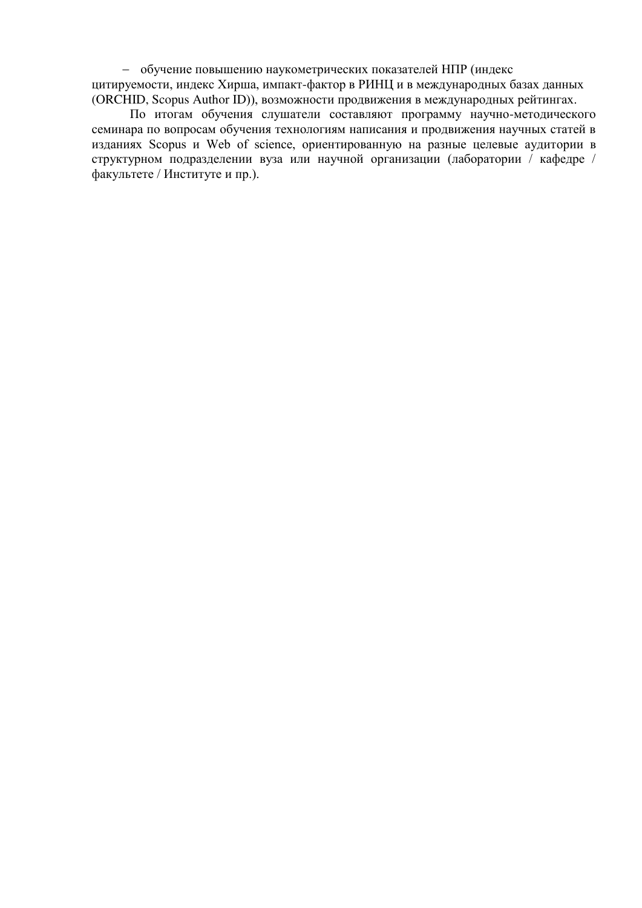– обучение повышению наукометрических показателей НПР (индекс цитируемости, индекс Хирша, импакт-фактор в РИНЦ и в международных базах данных (ORCHID, Scopus Author ID)), возможности продвижения в международных рейтингах.

По итогам обучения слушатели составляют программу научно-методического семинара по вопросам обучения технологиям написания и продвижения научных статей в изданиях Scopus и Web of science, ориентированную на разные целевые аудитории в структурном подразделении вуза или научной организации (лаборатории / кафедре / факультете / Институте и пр.).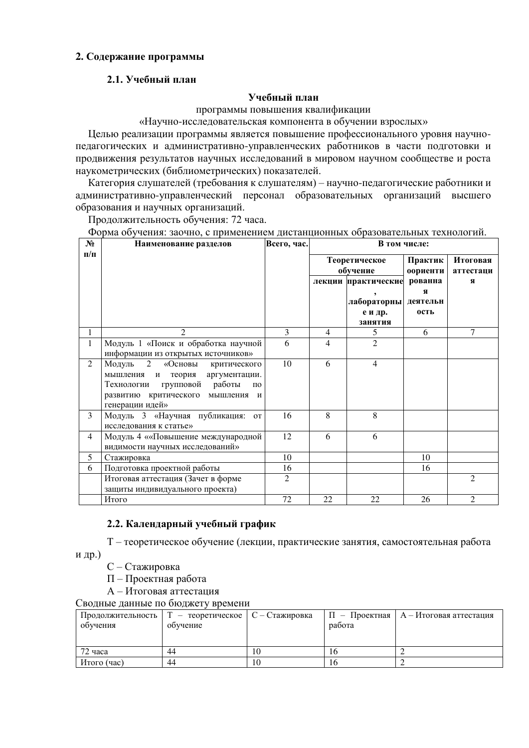## 2. Содержание программы

### 2.1. Учебный план

**Учебный план**

программы повышения квалификации

«Научно-исследовательская компонента в обучении взрослых»

Целью реализации программы является повышение профессионального уровня научно-педагогических и административно-управленческих работников в части подготовки и продвижения результатов научных исследований в мировом научном сообществе и роста наукометрических (библиометрических) показателей.

Категория слушателей (требования к слушателям) – научно-педагогические работники и административно-управленческий персонал образовательных организаций высшего образования и научных организаций.

Продолжительность обучения: 72 часа.

Форма обучения: заочно, с применением дистанционных образовательных технологий.

| № п/п | Наименование разделов | Всего, час. | В том числе: | | | |
|---|---|---|---|---|---|---|
| | | | Теоретическое обучение | | Практикоориентированная деятельность | Итоговая аттестация |
| | | | лекции | практические, лабораторные и др. занятия | | |
| 1 | 2 | 3 | 4 | 5 | 6 | 7 |
| 1 | Модуль 1 «Поиск и обработка научной информации из открытых источников» | 6 | 4 | 2 | | |
| 2 | Модуль 2 «Основы критического мышления и теория аргументации. Технологии групповой работы по развитию критического мышления и генерации идей» | 10 | 6 | 4 | | |
| 3 | Модуль 3 «Научная публикация: от исследования к статье» | 16 | 8 | 8 | | |
| 4 | Модуль 4 ««Повышение международной видимости научных исследований» | 12 | 6 | 6 | | |
| 5 | Стажировка | 10 | | | 10 | |
| 6 | Подготовка проектной работы | 16 | | | 16 | |
| | Итоговая аттестация (Зачет в форме защиты индивидуального проекта) | 2 | | | | 2 |
| | Итого | 72 | 22 | 22 | 26 | 2 |

### 2.2. Календарный учебный график

Т – теоретическое обучение (лекции, практические занятия, самостоятельная работа и др.)

С – Стажировка

П – Проектная работа

А – Итоговая аттестация

Сводные данные по бюджету времени

| Продолжительность обучения | Т – теоретическое обучение | С – Стажировка | П – Проектная работа | А – Итоговая аттестация |
|---|---|---|---|---|
| 72 часа | 44 | 10 | 16 | 2 |
| Итого (час) | 44 | 10 | 16 | 2 |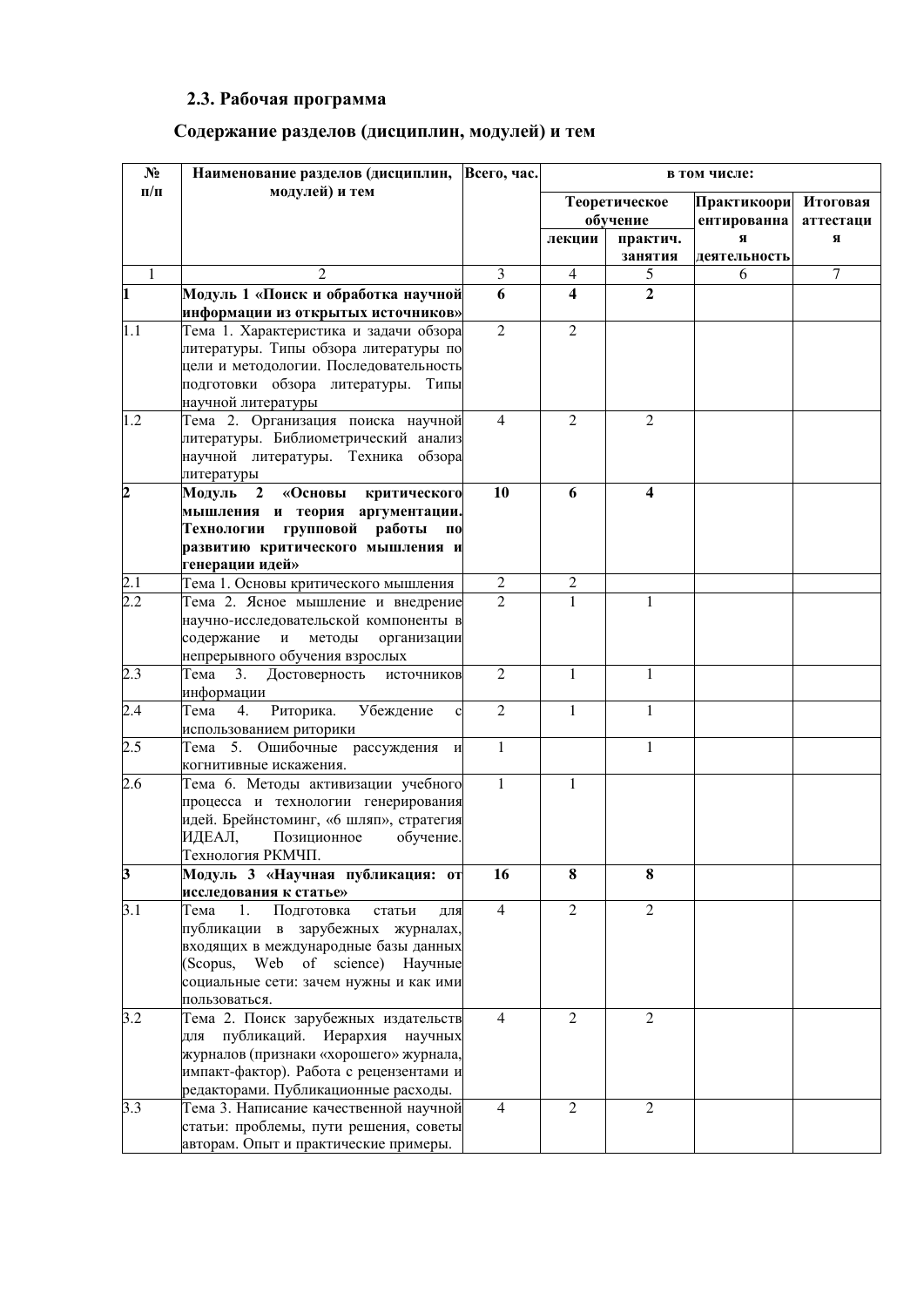## 2.3. Рабочая программа

### Содержание разделов (дисциплин, модулей) и тем

| № п/п | Наименование разделов (дисциплин, модулей) и тем | Всего, час. | в том числе: | | | |
|---|---|---|---|---|---|---|
| | | | Теоретическое обучение | | Практикоориентированная деятельность | Итоговая аттестация |
| | | | лекции | практич. занятия | | |
| 1 | 2 | 3 | 4 | 5 | 6 | 7 |
| **1** | **Модуль 1 «Поиск и обработка научной информации из открытых источников»** | **6** | **4** | **2** | | |
| 1.1 | Тема 1. Характеристика и задачи обзора литературы. Типы обзора литературы по цели и методологии. Последовательность подготовки обзора литературы. Типы научной литературы | 2 | 2 | | | |
| 1.2 | Тема 2. Организация поиска научной литературы. Библиометрический анализ научной литературы. Техника обзора литературы | 4 | 2 | 2 | | |
| **2** | **Модуль 2 «Основы критического мышления и теория аргументации. Технологии групповой работы по развитию критического мышления и генерации идей»** | **10** | **6** | **4** | | |
| 2.1 | Тема 1. Основы критического мышления | 2 | 2 | | | |
| 2.2 | Тема 2. Ясное мышление и внедрение научно-исследовательской компоненты в содержание и методы организации непрерывного обучения взрослых | 2 | 1 | 1 | | |
| 2.3 | Тема 3. Достоверность источников информации | 2 | 1 | 1 | | |
| 2.4 | Тема 4. Риторика. Убеждение с использованием риторики | 2 | 1 | 1 | | |
| 2.5 | Тема 5. Ошибочные рассуждения и когнитивные искажения. | 1 | | 1 | | |
| 2.6 | Тема 6. Методы активизации учебного процесса и технологии генерирования идей. Брейнстоминг, «6 шляп», стратегия ИДЕАЛ, Позиционное обучение. Технология РКМЧП. | 1 | 1 | | | |
| **3** | **Модуль 3 «Научная публикация: от исследования к статье»** | **16** | **8** | **8** | | |
| 3.1 | Тема 1. Подготовка статьи для публикации в зарубежных журналах, входящих в международные базы данных (Scopus, Web of science) Научные социальные сети: зачем нужны и как ими пользоваться. | 4 | 2 | 2 | | |
| 3.2 | Тема 2. Поиск зарубежных издательств для публикаций. Иерархия научных журналов (признаки «хорошего» журнала, импакт-фактор). Работа с рецензентами и редакторами. Публикационные расходы. | 4 | 2 | 2 | | |
| 3.3 | Тема 3. Написание качественной научной статьи: проблемы, пути решения, советы авторам. Опыт и практические примеры. | 4 | 2 | 2 | | |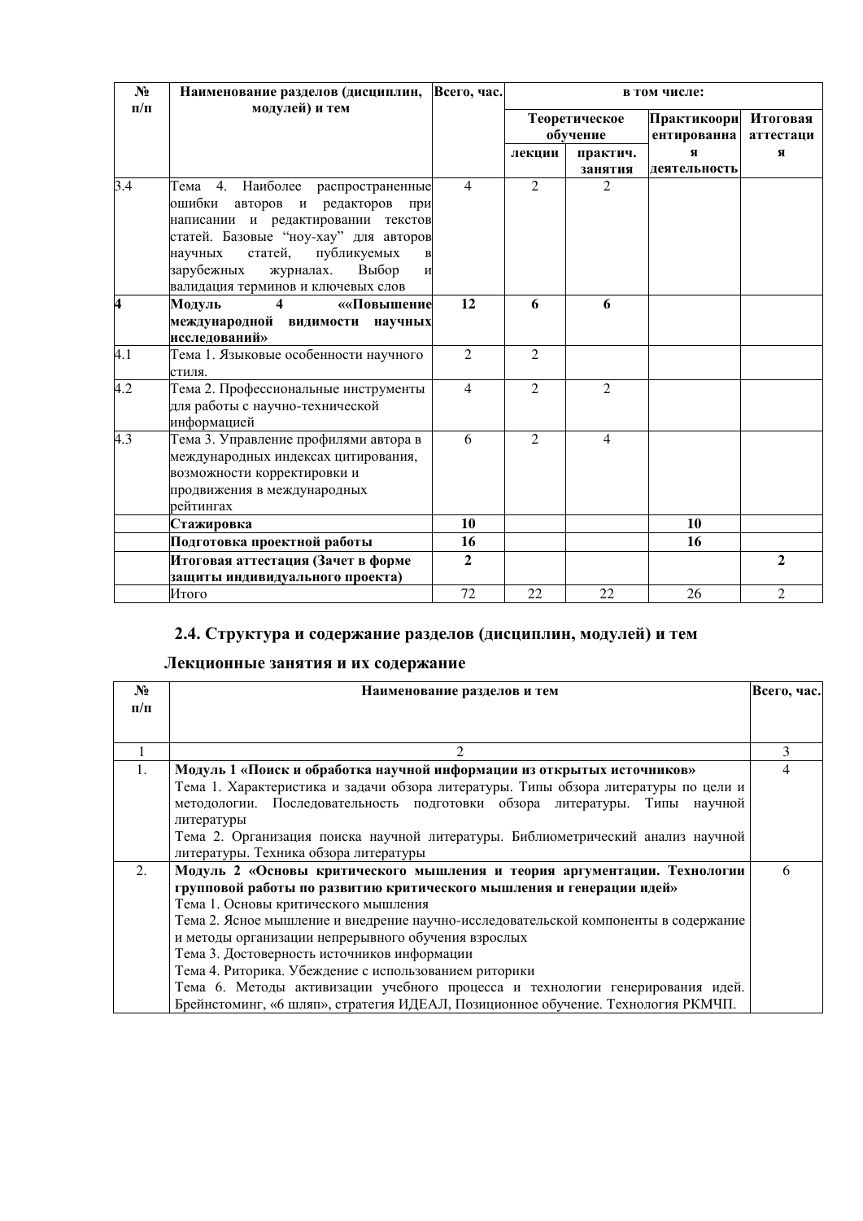| № п/п | Наименование разделов (дисциплин, модулей) и тем | Всего, час. | в том числе: | | | |
|---|---|---|---|---|---|---|
| | | | Теоретическое обучение | | Практикоориентированная деятельность | Итоговая аттестация |
| | | | лекции | практич. занятия | | |
| 3.4 | Тема 4. Наиболее распространенные ошибки авторов и редакторов при написании и редактировании текстов статей. Базовые "ноу-хау" для авторов научных статей, публикуемых в зарубежных журналах. Выбор и валидация терминов и ключевых слов | 4 | 2 | 2 | | |
| **4** | **Модуль 4 ««Повышение международной видимости научных исследований»** | **12** | **6** | **6** | | |
| 4.1 | Тема 1. Языковые особенности научного стиля. | 2 | 2 | | | |
| 4.2 | Тема 2. Профессиональные инструменты для работы с научно-технической информацией | 4 | 2 | 2 | | |
| 4.3 | Тема 3. Управление профилями автора в международных индексах цитирования, возможности корректировки и продвижения в международных рейтингах | 6 | 2 | 4 | | |
| | **Стажировка** | **10** | | | **10** | |
| | **Подготовка проектной работы** | **16** | | | **16** | |
| | **Итоговая аттестация (Зачет в форме защиты индивидуального проекта)** | **2** | | | | **2** |
| | Итого | 72 | 22 | 22 | 26 | 2 |

## 2.4. Структура и содержание разделов (дисциплин, модулей) и тем

### Лекционные занятия и их содержание

| № п/п | Наименование разделов и тем | Всего, час. |
|---|---|---|
| 1 | 2 | 3 |
| 1. | **Модуль 1 «Поиск и обработка научной информации из открытых источников»**<br>Тема 1. Характеристика и задачи обзора литературы. Типы обзора литературы по цели и методологии. Последовательность подготовки обзора литературы. Типы научной литературы<br>Тема 2. Организация поиска научной литературы. Библиометрический анализ научной литературы. Техника обзора литературы | 4 |
| 2. | **Модуль 2 «Основы критического мышления и теория аргументации. Технологии групповой работы по развитию критического мышления и генерации идей»**<br>Тема 1. Основы критического мышления<br>Тема 2. Ясное мышление и внедрение научно-исследовательской компоненты в содержание и методы организации непрерывного обучения взрослых<br>Тема 3. Достоверность источников информации<br>Тема 4. Риторика. Убеждение с использованием риторики<br>Тема 6. Методы активизации учебного процесса и технологии генерирования идей. Брейнстоминг, «6 шляп», стратегия ИДЕАЛ, Позиционное обучение. Технология РКМЧП. | 6 |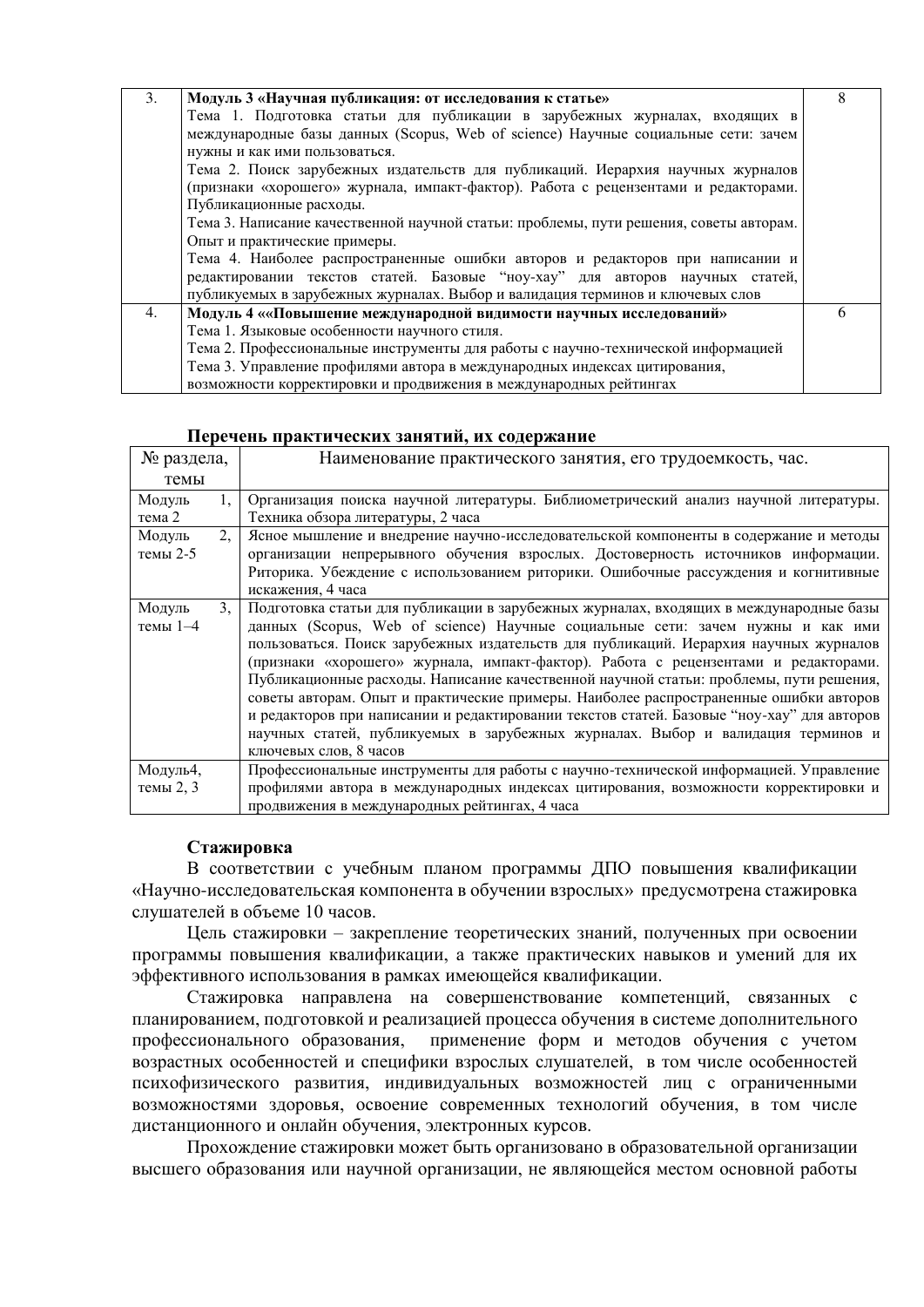| | | |
|---|---|---|
| 3. | **Модуль 3 «Научная публикация: от исследования к статье»**<br>Тема 1. Подготовка статьи для публикации в зарубежных журналах, входящих в международные базы данных (Scopus, Web of science) Научные социальные сети: зачем нужны и как ими пользоваться.<br>Тема 2. Поиск зарубежных издательств для публикаций. Иерархия научных журналов (признаки «хорошего» журнала, импакт-фактор). Работа с рецензентами и редакторами. Публикационные расходы.<br>Тема 3. Написание качественной научной статьи: проблемы, пути решения, советы авторам. Опыт и практические примеры.<br>Тема 4. Наиболее распространенные ошибки авторов и редакторов при написании и редактировании текстов статей. Базовые "ноу-хау" для авторов научных статей, публикуемых в зарубежных журналах. Выбор и валидация терминов и ключевых слов | 8 |
| 4. | **Модуль 4 ««Повышение международной видимости научных исследований»**<br>Тема 1. Языковые особенности научного стиля.<br>Тема 2. Профессиональные инструменты для работы с научно-технической информацией<br>Тема 3. Управление профилями автора в международных индексах цитирования, возможности корректировки и продвижения в международных рейтингах | 6 |

**Перечень практических занятий, их содержание**

| № раздела, темы | Наименование практического занятия, его трудоемкость, час. |
|---|---|
| Модуль 1, тема 2 | Организация поиска научной литературы. Библиометрический анализ научной литературы. Техника обзора литературы, 2 часа |
| Модуль 2, темы 2-5 | Ясное мышление и внедрение научно-исследовательской компоненты в содержание и методы организации непрерывного обучения взрослых. Достоверность источников информации. Риторика. Убеждение с использованием риторики. Ошибочные рассуждения и когнитивные искажения, 4 часа |
| Модуль 3, темы 1–4 | Подготовка статьи для публикации в зарубежных журналах, входящих в международные базы данных (Scopus, Web of science) Научные социальные сети: зачем нужны и как ими пользоваться. Поиск зарубежных издательств для публикаций. Иерархия научных журналов (признаки «хорошего» журнала, импакт-фактор). Работа с рецензентами и редакторами. Публикационные расходы. Написание качественной научной статьи: проблемы, пути решения, советы авторам. Опыт и практические примеры. Наиболее распространенные ошибки авторов и редакторов при написании и редактировании текстов статей. Базовые "ноу-хау" для авторов научных статей, публикуемых в зарубежных журналах. Выбор и валидация терминов и ключевых слов, 8 часов |
| Модуль4, темы 2, 3 | Профессиональные инструменты для работы с научно-технической информацией. Управление профилями автора в международных индексах цитирования, возможности корректировки и продвижения в международных рейтингах, 4 часа |

**Стажировка**

В соответствии с учебным планом программы ДПО повышения квалификации «Научно-исследовательская компонента в обучении взрослых» предусмотрена стажировка слушателей в объеме 10 часов.

Цель стажировки – закрепление теоретических знаний, полученных при освоении программы повышения квалификации, а также практических навыков и умений для их эффективного использования в рамках имеющейся квалификации.

Стажировка направлена на совершенствование компетенций, связанных с планированием, подготовкой и реализацией процесса обучения в системе дополнительного профессионального образования, применение форм и методов обучения с учетом возрастных особенностей и специфики взрослых слушателей, в том числе особенностей психофизического развития, индивидуальных возможностей лиц с ограниченными возможностями здоровья, освоение современных технологий обучения, в том числе дистанционного и онлайн обучения, электронных курсов.

Прохождение стажировки может быть организовано в образовательной организации высшего образования или научной организации, не являющейся местом основной работы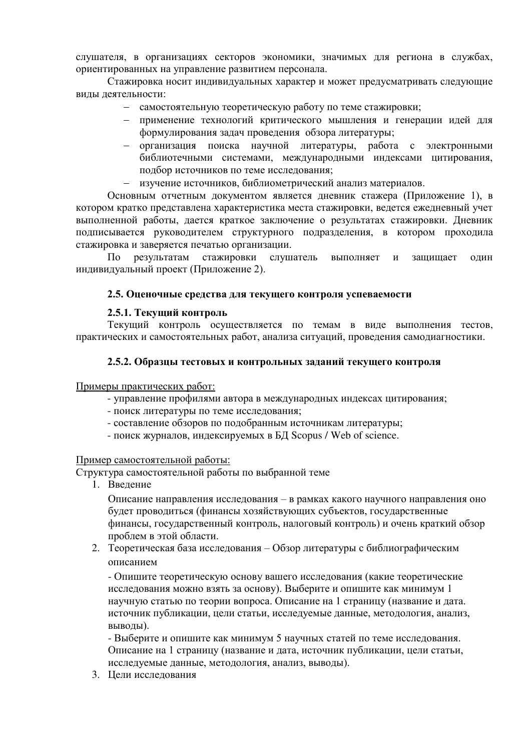слушателя, в организациях секторов экономики, значимых для региона в службах, ориентированных на управление развитием персонала.

Стажировка носит индивидуальных характер и может предусматривать следующие виды деятельности:

- самостоятельную теоретическую работу по теме стажировки;
- применение технологий критического мышления и генерации идей для формулирования задач проведения обзора литературы;
- организация поиска научной литературы, работа с электронными библиотечными системами, международными индексами цитирования, подбор источников по теме исследования;
- изучение источников, библиометрический анализ материалов.

Основным отчетным документом является дневник стажера (Приложение 1), в котором кратко представлена характеристика места стажировки, ведется ежедневный учет выполненной работы, дается краткое заключение о результатах стажировки. Дневник подписывается руководителем структурного подразделения, в котором проходила стажировка и заверяется печатью организации.

По результатам стажировки слушатель выполняет и защищает один индивидуальный проект (Приложение 2).

### 2.5. Оценочные средства для текущего контроля успеваемости

#### 2.5.1. Текущий контроль

Текущий контроль осуществляется по темам в виде выполнения тестов, практических и самостоятельных работ, анализа ситуаций, проведения самодиагностики.

#### 2.5.2. Образцы тестовых и контрольных заданий текущего контроля

Примеры практических работ:

- управление профилями автора в международных индексах цитирования;
- поиск литературы по теме исследования;
- составление обзоров по подобранным источникам литературы;
- поиск журналов, индексируемых в БД Scopus / Web of science.

Пример самостоятельной работы:

Структура самостоятельной работы по выбранной теме

1. Введение

   Описание направления исследования – в рамках какого научного направления оно будет проводиться (финансы хозяйствующих субъектов, государственные финансы, государственный контроль, налоговый контроль) и очень краткий обзор проблем в этой области.

2. Теоретическая база исследования – Обзор литературы с библиографическим описанием

   - Опишите теоретическую основу вашего исследования (какие теоретические исследования можно взять за основу). Выберите и опишите как минимум 1 научную статью по теории вопроса. Описание на 1 страницу (название и дата. источник публикации, цели статьи, исследуемые данные, методология, анализ, выводы).

   - Выберите и опишите как минимум 5 научных статей по теме исследования. Описание на 1 страницу (название и дата, источник публикации, цели статьи, исследуемые данные, методология, анализ, выводы).

3. Цели исследования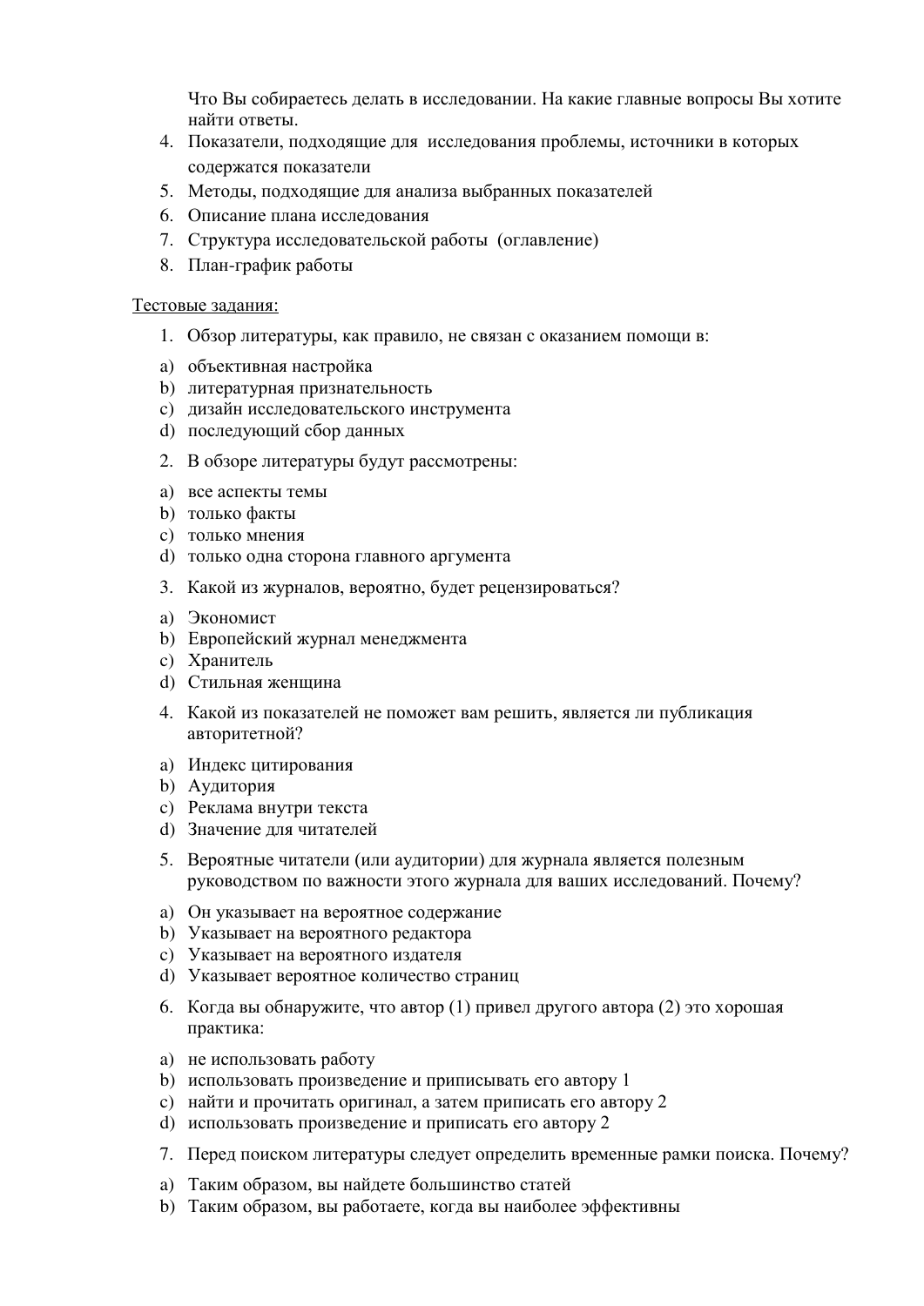Что Вы собираетесь делать в исследовании. На какие главные вопросы Вы хотите найти ответы.

4. Показатели, подходящие для исследования проблемы, источники в которых содержатся показатели
5. Методы, подходящие для анализа выбранных показателей
6. Описание плана исследования
7. Структура исследовательской работы (оглавление)
8. План-график работы

<u>Тестовые задания:</u>

1. Обзор литературы, как правило, не связан с оказанием помощи в:

a) объективная настройка
b) литературная признательность
c) дизайн исследовательского инструмента
d) последующий сбор данных

2. В обзоре литературы будут рассмотрены:

a) все аспекты темы
b) только факты
c) только мнения
d) только одна сторона главного аргумента

3. Какой из журналов, вероятно, будет рецензироваться?

a) Экономист
b) Европейский журнал менеджмента
c) Хранитель
d) Стильная женщина

4. Какой из показателей не поможет вам решить, является ли публикация авторитетной?

a) Индекс цитирования
b) Аудитория
c) Реклама внутри текста
d) Значение для читателей

5. Вероятные читатели (или аудитории) для журнала является полезным руководством по важности этого журнала для ваших исследований. Почему?

a) Он указывает на вероятное содержание
b) Указывает на вероятного редактора
c) Указывает на вероятного издателя
d) Указывает вероятное количество страниц

6. Когда вы обнаружите, что автор (1) привел другого автора (2) это хорошая практика:

a) не использовать работу
b) использовать произведение и приписывать его автору 1
c) найти и прочитать оригинал, а затем приписать его автору 2
d) использовать произведение и приписать его автору 2

7. Перед поиском литературы следует определить временные рамки поиска. Почему?

a) Таким образом, вы найдете большинство статей
b) Таким образом, вы работаете, когда вы наиболее эффективны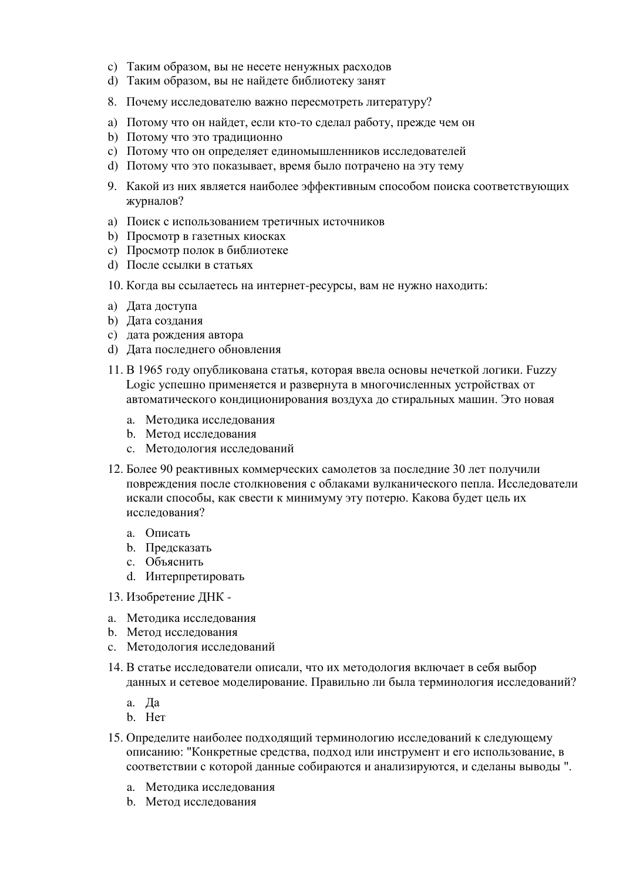c) Таким образом, вы не несете ненужных расходов
d) Таким образом, вы не найдете библиотеку занят

8. Почему исследователю важно пересмотреть литературу?

a) Потому что он найдет, если кто-то сделал работу, прежде чем он
b) Потому что это традиционно
c) Потому что он определяет единомышленников исследователей
d) Потому что это показывает, время было потрачено на эту тему

9. Какой из них является наиболее эффективным способом поиска соответствующих журналов?

a) Поиск с использованием третичных источников
b) Просмотр в газетных киосках
c) Просмотр полок в библиотеке
d) После ссылки в статьях

10. Когда вы ссылаетесь на интернет-ресурсы, вам не нужно находить:

a) Дата доступа
b) Дата создания
c) дата рождения автора
d) Дата последнего обновления

11. В 1965 году опубликована статья, которая ввела основы нечеткой логики. Fuzzy Logic успешно применяется и развернута в многочисленных устройствах от автоматического кондиционирования воздуха до стиральных машин. Это новая

   a. Методика исследования
   b. Метод исследования
   c. Методология исследований

12. Более 90 реактивных коммерческих самолетов за последние 30 лет получили повреждения после столкновения с облаками вулканического пепла. Исследователи искали способы, как свести к минимуму эту потерю. Какова будет цель их исследования?

   a. Описать
   b. Предсказать
   c. Объяснить
   d. Интерпретировать

13. Изобретение ДНК -

a. Методика исследования
b. Метод исследования
c. Методология исследований

14. В статье исследователи описали, что их методология включает в себя выбор данных и сетевое моделирование. Правильно ли была терминология исследований?

   a. Да
   b. Нет

15. Определите наиболее подходящий терминологию исследований к следующему описанию: "Конкретные средства, подход или инструмент и его использование, в соответствии с которой данные собираются и анализируются, и сделаны выводы ".

   a. Методика исследования
   b. Метод исследования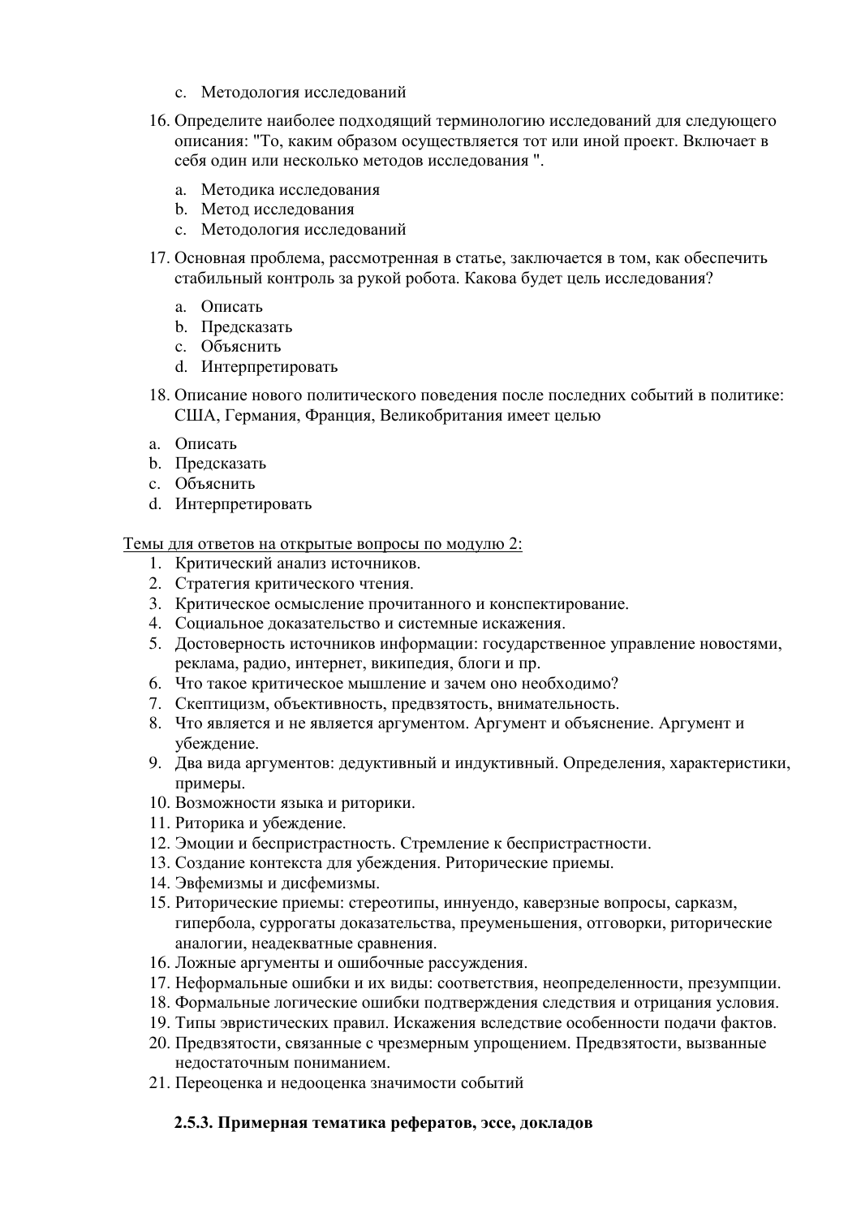c. Методология исследований

16. Определите наиболее подходящий терминологию исследований для следующего описания: "То, каким образом осуществляется тот или иной проект. Включает в себя один или несколько методов исследования ".

   a. Методика исследования
   b. Метод исследования
   c. Методология исследований

17. Основная проблема, рассмотренная в статье, заключается в том, как обеспечить стабильный контроль за рукой робота. Какова будет цель исследования?

   a. Описать
   b. Предсказать
   c. Объяснить
   d. Интерпретировать

18. Описание нового политического поведения после последних событий в политике: США, Германия, Франция, Великобритания имеет целью

a. Описать
b. Предсказать
c. Объяснить
d. Интерпретировать

Темы для ответов на открытые вопросы по модулю 2:

1. Критический анализ источников.
2. Стратегия критического чтения.
3. Критическое осмысление прочитанного и конспектирование.
4. Социальное доказательство и системные искажения.
5. Достоверность источников информации: государственное управление новостями, реклама, радио, интернет, википедия, блоги и пр.
6. Что такое критическое мышление и зачем оно необходимо?
7. Скептицизм, объективность, предвзятость, внимательность.
8. Что является и не является аргументом. Аргумент и объяснение. Аргумент и убеждение.
9. Два вида аргументов: дедуктивный и индуктивный. Определения, характеристики, примеры.
10. Возможности языка и риторики.
11. Риторика и убеждение.
12. Эмоции и беспристрастность. Стремление к беспристрастности.
13. Создание контекста для убеждения. Риторические приемы.
14. Эвфемизмы и дисфемизмы.
15. Риторические приемы: стереотипы, иннуендо, каверзные вопросы, сарказм, гипербола, суррогаты доказательства, преуменьшения, отговорки, риторические аналогии, неадекватные сравнения.
16. Ложные аргументы и ошибочные рассуждения.
17. Неформальные ошибки и их виды: соответствия, неопределенности, презумпции.
18. Формальные логические ошибки подтверждения следствия и отрицания условия.
19. Типы эвристических правил. Искажения вследствие особенности подачи фактов.
20. Предвзятости, связанные с чрезмерным упрощением. Предвзятости, вызванные недостаточным пониманием.
21. Переоценка и недооценка значимости событий

### 2.5.3. Примерная тематика рефератов, эссе, докладов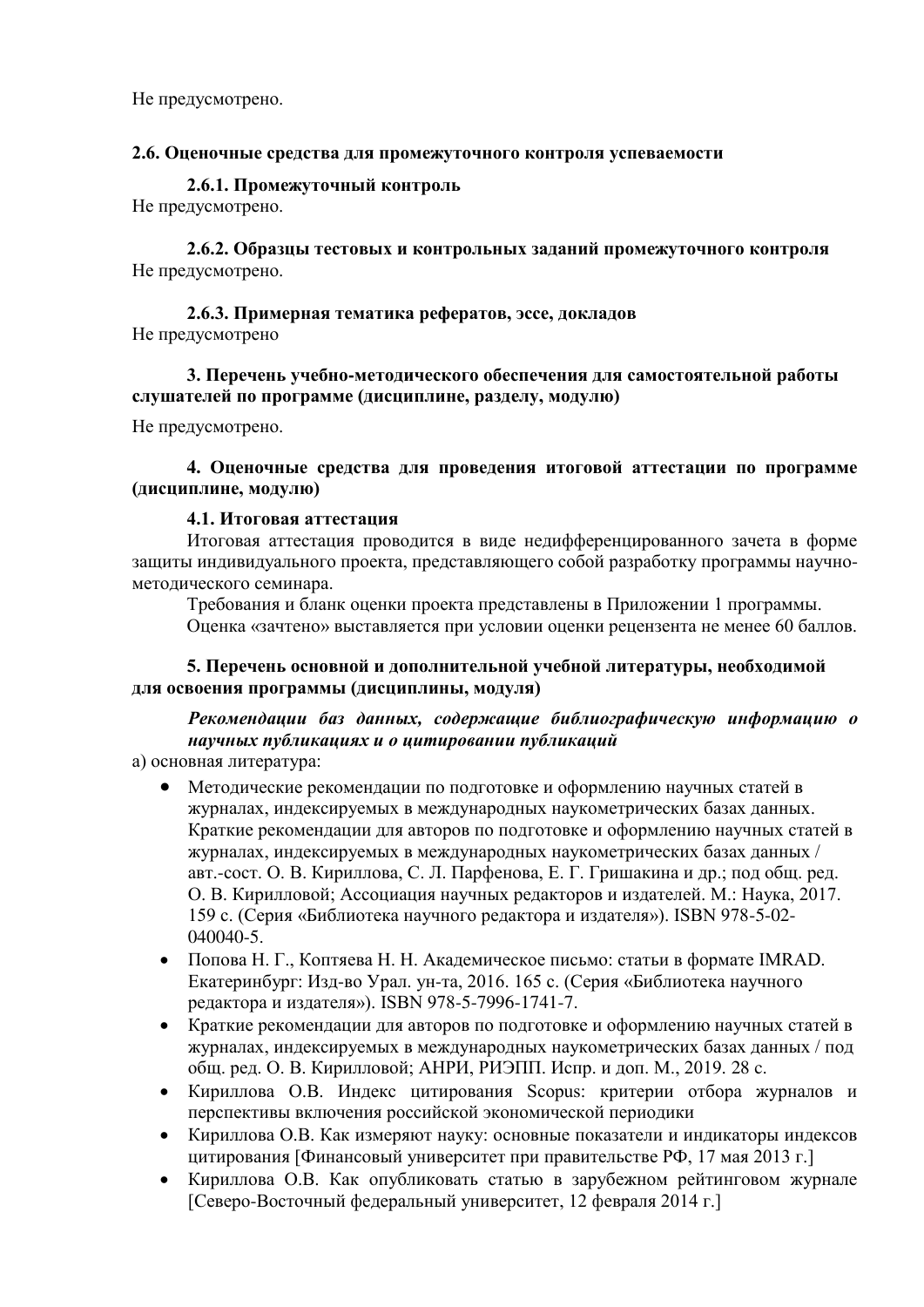Не предусмотрено.

### 2.6. Оценочные средства для промежуточного контроля успеваемости

#### 2.6.1. Промежуточный контроль

Не предусмотрено.

#### 2.6.2. Образцы тестовых и контрольных заданий промежуточного контроля

Не предусмотрено.

#### 2.6.3. Примерная тематика рефератов, эссе, докладов

Не предусмотрено

### 3. Перечень учебно-методического обеспечения для самостоятельной работы слушателей по программе (дисциплине, разделу, модулю)

Не предусмотрено.

### 4. Оценочные средства для проведения итоговой аттестации по программе (дисциплине, модулю)

#### 4.1. Итоговая аттестация

Итоговая аттестация проводится в виде недифференцированного зачета в форме защиты индивидуального проекта, представляющего собой разработку программы научно-методического семинара.

Требования и бланк оценки проекта представлены в Приложении 1 программы.

Оценка «зачтено» выставляется при условии оценки рецензента не менее 60 баллов.

### 5. Перечень основной и дополнительной учебной литературы, необходимой для освоения программы (дисциплины, модуля)

***Рекомендации баз данных, содержащие библиографическую информацию о научных публикациях и о цитировании публикаций***

а) основная литература:

- Методические рекомендации по подготовке и оформлению научных статей в журналах, индексируемых в международных наукометрических базах данных. Краткие рекомендации для авторов по подготовке и оформлению научных статей в журналах, индексируемых в международных наукометрических базах данных / авт.-сост. О. В. Кириллова, С. Л. Парфенова, Е. Г. Гришакина и др.; под общ. ред. О. В. Кирилловой; Ассоциация научных редакторов и издателей. М.: Наука, 2017. 159 с. (Серия «Библиотека научного редактора и издателя»). ISBN 978-5-02-040040-5.
- Попова Н. Г., Коптяева Н. Н. Академическое письмо: статьи в формате IMRAD. Екатеринбург: Изд-во Урал. ун-та, 2016. 165 с. (Серия «Библиотека научного редактора и издателя»). ISBN 978-5-7996-1741-7.
- Краткие рекомендации для авторов по подготовке и оформлению научных статей в журналах, индексируемых в международных наукометрических базах данных / под общ. ред. О. В. Кирилловой; АНРИ, РИЭПП. Испр. и доп. М., 2019. 28 с.
- Кириллова О.В. Индекс цитирования Scopus: критерии отбора журналов и перспективы включения российской экономической периодики
- Кириллова О.В. Как измеряют науку: основные показатели и индикаторы индексов цитирования [Финансовый университет при правительстве РФ, 17 мая 2013 г.]
- Кириллова О.В. Как опубликовать статью в зарубежном рейтинговом журнале [Северо-Восточный федеральный университет, 12 февраля 2014 г.]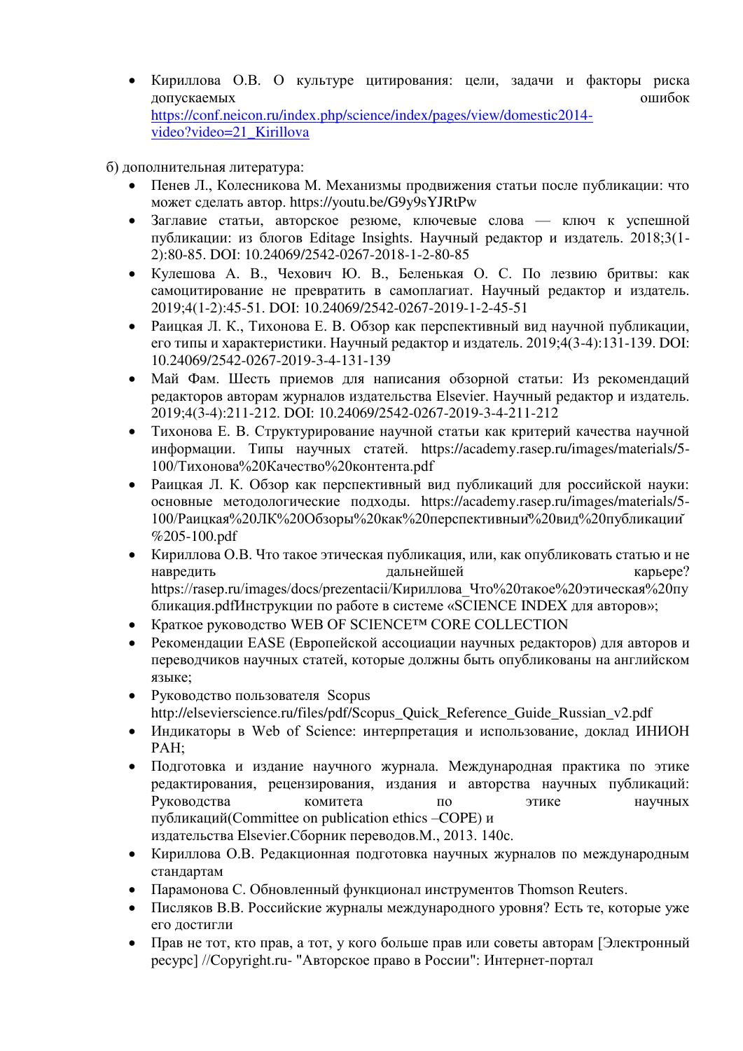- Кириллова О.В. О культуре цитирования: цели, задачи и факторы риска допускаемых ошибок https://conf.neicon.ru/index.php/science/index/pages/view/domestic2014-video?video=21_Kirillova

б) дополнительная литература:

- Пенев Л., Колесникова М. Механизмы продвижения статьи после публикации: что может сделать автор. https://youtu.be/G9y9sYJRtPw
- Заглавие статьи, авторское резюме, ключевые слова — ключ к успешной публикации: из блогов Editage Insights. Научный редактор и издатель. 2018;3(1-2):80-85. DOI: 10.24069/2542-0267-2018-1-2-80-85
- Кулешова А. В., Чехович Ю. В., Беленькая О. С. По лезвию бритвы: как самоцитирование не превратить в самоплагиат. Научный редактор и издатель. 2019;4(1-2):45-51. DOI: 10.24069/2542-0267-2019-1-2-45-51
- Раицкая Л. К., Тихонова Е. В. Обзор как перспективный вид научной публикации, его типы и характеристики. Научный редактор и издатель. 2019;4(3-4):131-139. DOI: 10.24069/2542-0267-2019-3-4-131-139
- Май Фам. Шесть приемов для написания обзорной статьи: Из рекомендаций редакторов авторам журналов издательства Elsevier. Научный редактор и издатель. 2019;4(3-4):211-212. DOI: 10.24069/2542-0267-2019-3-4-211-212
- Тихонова Е. В. Структурирование научной статьи как критерий качества научной информации. Типы научных статей. https://academy.rasep.ru/images/materials/5-100/Тихонова%20Качество%20контента.pdf
- Раицкая Л. К. Обзор как перспективный вид публикаций для российской науки: основные методологические подходы. https://academy.rasep.ru/images/materials/5-100/Раицкая%20ЛК%20Обзоры%20как%20перспективный%20вид%20публикаций%205-100.pdf
- Кириллова О.В. Что такое этическая публикация, или, как опубликовать статью и не навредить дальнейшей карьере? https://rasep.ru/images/docs/prezentacii/Кириллова_Что%20такое%20этическая%20публикация.pdfИнструкции по работе в системе «SCIENCE INDEX для авторов»;
- Краткое руководство WEB OF SCIENCE™ CORE COLLECTION
- Рекомендации EASE (Европейской ассоциации научных редакторов) для авторов и переводчиков научных статей, которые должны быть опубликованы на английском языке;
- Руководство пользователя Scopus http://elsevierscience.ru/files/pdf/Scopus_Quick_Reference_Guide_Russian_v2.pdf
- Индикаторы в Web of Science: интерпретация и использование, доклад ИНИОН РАН;
- Подготовка и издание научного журнала. Международная практика по этике редактирования, рецензирования, издания и авторства научных публикаций: Руководства комитета по этике научных публикаций(Committee on publication ethics –COPE) и издательства Elsevier.Сборник переводов.М., 2013. 140с.
- Кириллова О.В. Редакционная подготовка научных журналов по международным стандартам
- Парамонова С. Обновленный функционал инструментов Thomson Reuters.
- Писляков В.В. Российские журналы международного уровня? Есть те, которые уже его достигли
- Прав не тот, кто прав, а тот, у кого больше прав или советы авторам [Электронный ресурс] //Copyright.ru- "Авторское право в России": Интернет-портал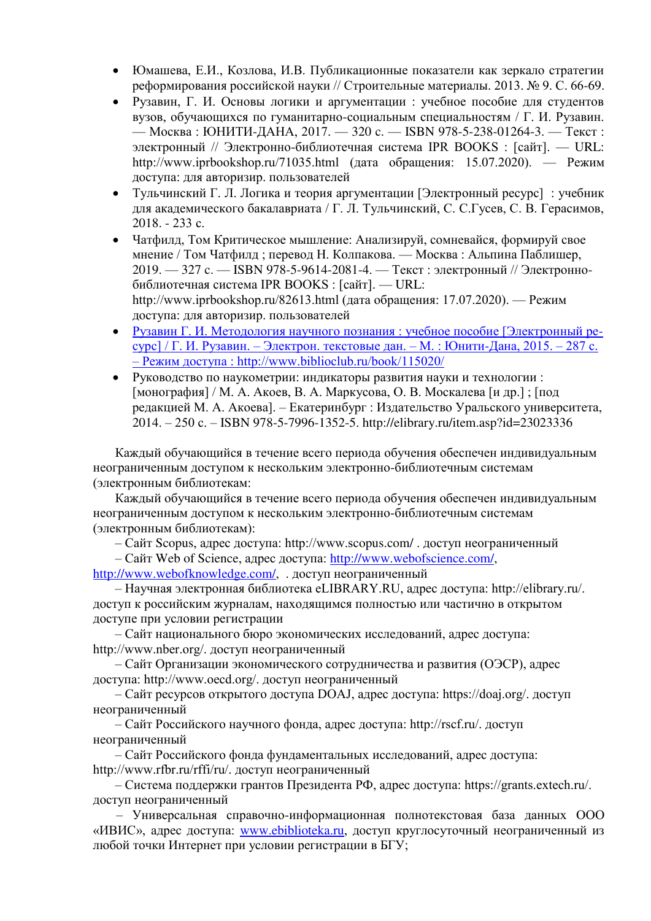- Юмашева, Е.И., Козлова, И.В. Публикационные показатели как зеркало стратегии реформирования российской науки // Строительные материалы. 2013. № 9. С. 66-69.
- Рузавин, Г. И. Основы логики и аргументации : учебное пособие для студентов вузов, обучающихся по гуманитарно-социальным специальностям / Г. И. Рузавин. — Москва : ЮНИТИ-ДАНА, 2017. — 320 c. — ISBN 978-5-238-01264-3. — Текст : электронный // Электронно-библиотечная система IPR BOOKS : [сайт]. — URL: http://www.iprbookshop.ru/71035.html (дата обращения: 15.07.2020). — Режим доступа: для авторизир. пользователей
- Тульчинский Г. Л. Логика и теория аргументации [Электронный ресурс] : учебник для академического бакалавриата / Г. Л. Тульчинский, С. С.Гусев, С. В. Герасимов, 2018. - 233 с.
- Чатфилд, Том Критическое мышление: Анализируй, сомневайся, формируй свое мнение / Том Чатфилд ; перевод Н. Колпакова. — Москва : Альпина Паблишер, 2019. — 327 c. — ISBN 978-5-9614-2081-4. — Текст : электронный // Электронно-библиотечная система IPR BOOKS : [сайт]. — URL: http://www.iprbookshop.ru/82613.html (дата обращения: 17.07.2020). — Режим доступа: для авторизир. пользователей
- Рузавин Г. И. Методология научного познания : учебное пособие [Электронный ресурс] / Г. И. Рузавин. – Электрон. текстовые дан. – М. : Юнити-Дана, 2015. – 287 с. – Режим доступа : http://www.biblioclub.ru/book/115020/
- Руководство по наукометрии: индикаторы развития науки и технологии : [монография] / М. А. Акоев, В. А. Маркусова, О. В. Москалева [и др.] ; [под редакцией М. А. Акоева]. – Екатеринбург : Издательство Уральского университета, 2014. – 250 с. – ISBN 978-5-7996-1352-5. http://elibrary.ru/item.asp?id=23023336

Каждый обучающийся в течение всего периода обучения обеспечен индивидуальным неограниченным доступом к нескольким электронно-библиотечным системам (электронным библиотекам:

Каждый обучающийся в течение всего периода обучения обеспечен индивидуальным неограниченным доступом к нескольким электронно-библиотечным системам (электронным библиотекам):

– Сайт Scopus, адрес доступа: http://www.scopus.com/ . доступ неограниченный

– Сайт Web of Science, адрес доступа: http://www.webofscience.com/, http://www.webofknowledge.com/, . доступ неограниченный

– Научная электронная библиотека eLIBRARY.RU, адрес доступа: http://elibrary.ru/. доступ к российским журналам, находящимся полностью или частично в открытом доступе при условии регистрации

– Сайт национального бюро экономических исследований, адрес доступа: http://www.nber.org/. доступ неограниченный

– Сайт Организации экономического сотрудничества и развития (ОЭСР), адрес доступа: http://www.oecd.org/. доступ неограниченный

– Сайт ресурсов открытого доступа DOAJ, адрес доступа: https://doaj.org/. доступ неограниченный

– Сайт Российского научного фонда, адрес доступа: http://rscf.ru/. доступ неограниченный

– Сайт Российского фонда фундаментальных исследований, адрес доступа: http://www.rfbr.ru/rffi/ru/. доступ неограниченный

– Система поддержки грантов Президента РФ, адрес доступа: https://grants.extech.ru/. доступ неограниченный

– Универсальная справочно-информационная полнотекстовая база данных ООО «ИВИС», адрес доступа: www.ebiblioteka.ru, доступ круглосуточный неограниченный из любой точки Интернет при условии регистрации в БГУ;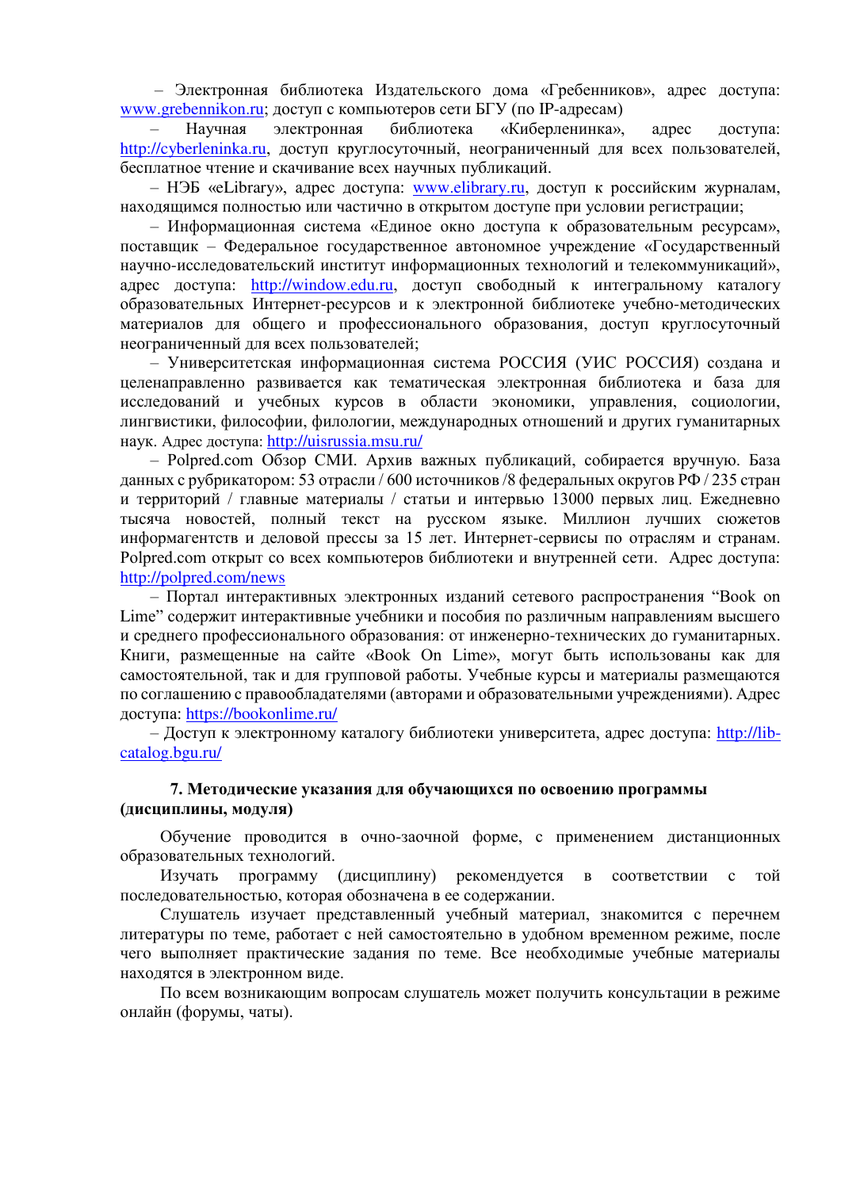– Электронная библиотека Издательского дома «Гребенников», адрес доступа: www.grebennikon.ru; доступ с компьютеров сети БГУ (по IP-адресам)

– Научная электронная библиотека «Киберленинка», адрес доступа: http://cyberleninka.ru, доступ круглосуточный, неограниченный для всех пользователей, бесплатное чтение и скачивание всех научных публикаций.

– НЭБ «eLibrary», адрес доступа: www.elibrary.ru, доступ к российским журналам, находящимся полностью или частично в открытом доступе при условии регистрации;

– Информационная система «Единое окно доступа к образовательным ресурсам», поставщик – Федеральное государственное автономное учреждение «Государственный научно-исследовательский институт информационных технологий и телекоммуникаций», адрес доступа: http://window.edu.ru, доступ свободный к интегральному каталогу образовательных Интернет-ресурсов и к электронной библиотеке учебно-методических материалов для общего и профессионального образования, доступ круглосуточный неограниченный для всех пользователей;

– Университетская информационная система РОССИЯ (УИС РОССИЯ) создана и целенаправленно развивается как тематическая электронная библиотека и база для исследований и учебных курсов в области экономики, управления, социологии, лингвистики, философии, филологии, международных отношений и других гуманитарных наук. Адрес доступа: http://uisrussia.msu.ru/

– Polpred.com Обзор СМИ. Архив важных публикаций, собирается вручную. База данных с рубрикатором: 53 отрасли / 600 источников /8 федеральных округов РФ / 235 стран и территорий / главные материалы / статьи и интервью 13000 первых лиц. Ежедневно тысяча новостей, полный текст на русском языке. Миллион лучших сюжетов информагентств и деловой прессы за 15 лет. Интернет-сервисы по отраслям и странам. Polpred.com открыт со всех компьютеров библиотеки и внутренней сети. Адрес доступа: http://polpred.com/news

– Портал интерактивных электронных изданий сетевого распространения “Book on Lime” содержит интерактивные учебники и пособия по различным направлениям высшего и среднего профессионального образования: от инженерно-технических до гуманитарных. Книги, размещенные на сайте «Book On Lime», могут быть использованы как для самостоятельной, так и для групповой работы. Учебные курсы и материалы размещаются по соглашению с правообладателями (авторами и образовательными учреждениями). Адрес доступа: https://bookonlime.ru/

– Доступ к электронному каталогу библиотеки университета, адрес доступа: http://lib-catalog.bgu.ru/

## 7. Методические указания для обучающихся по освоению программы (дисциплины, модуля)

Обучение проводится в очно-заочной форме, с применением дистанционных образовательных технологий.

Изучать программу (дисциплину) рекомендуется в соответствии с той последовательностью, которая обозначена в ее содержании.

Слушатель изучает представленный учебный материал, знакомится с перечнем литературы по теме, работает с ней самостоятельно в удобном временном режиме, после чего выполняет практические задания по теме. Все необходимые учебные материалы находятся в электронном виде.

По всем возникающим вопросам слушатель может получить консультации в режиме онлайн (форумы, чаты).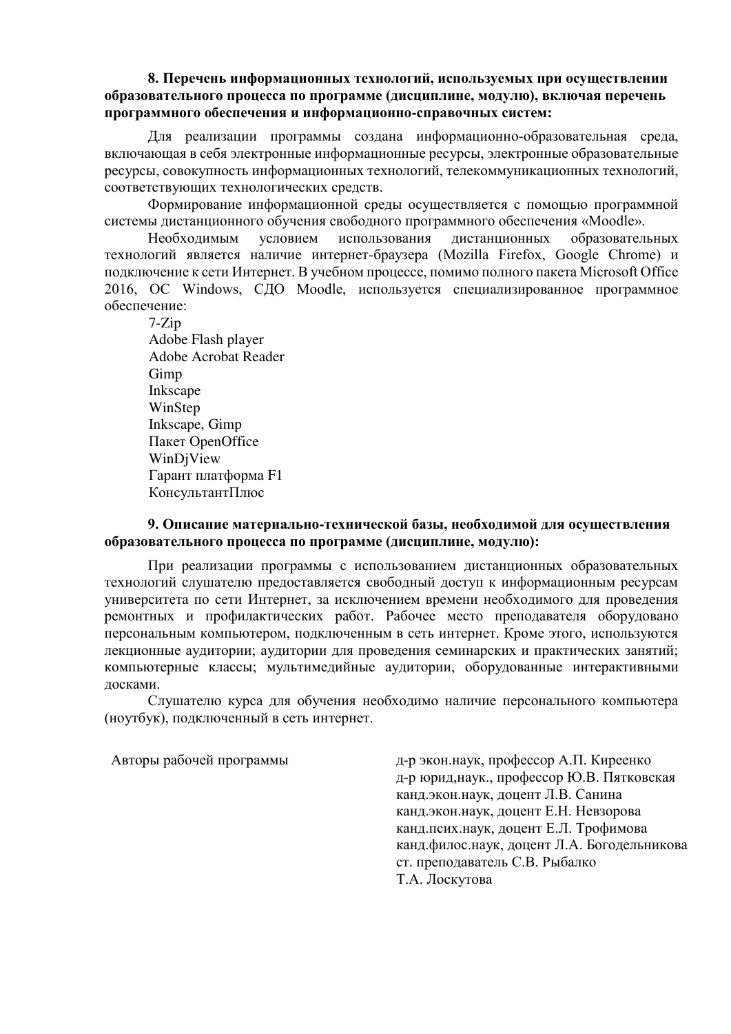**8. Перечень информационных технологий, используемых при осуществлении образовательного процесса по программе (дисциплине, модулю), включая перечень программного обеспечения и информационно-справочных систем:**

Для реализации программы создана информационно-образовательная среда, включающая в себя электронные информационные ресурсы, электронные образовательные ресурсы, совокупность информационных технологий, телекоммуникационных технологий, соответствующих технологических средств.

Формирование информационной среды осуществляется с помощью программной системы дистанционного обучения свободного программного обеспечения «Moodle».

Необходимым условием использования дистанционных образовательных технологий является наличие интернет-браузера (Mozilla Firefox, Google Chrome) и подключение к сети Интернет. В учебном процессе, помимо полного пакета Microsoft Office 2016, ОС Windows, СДО Moodle, используется специализированное программное обеспечение:

7-Zip
Adobe Flash player
Adobe Acrobat Reader
Gimp
Inkscape
WinStep
Inkscape, Gimp
Пакет OpenOffice
WinDjView
Гарант платформа F1
КонсультантПлюс

**9. Описание материально-технической базы, необходимой для осуществления образовательного процесса по программе (дисциплине, модулю):**

При реализации программы с использованием дистанционных образовательных технологий слушателю предоставляется свободный доступ к информационным ресурсам университета по сети Интернет, за исключением времени необходимого для проведения ремонтных и профилактических работ. Рабочее место преподавателя оборудовано персональным компьютером, подключенным в сеть интернет. Кроме этого, используются лекционные аудитории; аудитории для проведения семинарских и практических занятий; компьютерные классы; мультимедийные аудитории, оборудованные интерактивными досками.

Слушателю курса для обучения необходимо наличие персонального компьютера (ноутбук), подключенный в сеть интернет.

Авторы рабочей программы

д-р экон.наук, профессор А.П. Киреенко
д-р юрид,наук., профессор Ю.В. Пятковская
канд.экон.наук, доцент Л.В. Санина
канд.экон.наук, доцент Е.Н. Невзорова
канд.псих.наук, доцент Е.Л. Трофимова
канд.филос.наук, доцент Л.А. Богодельникова
ст. преподаватель С.В. Рыбалко
Т.А. Лоскутова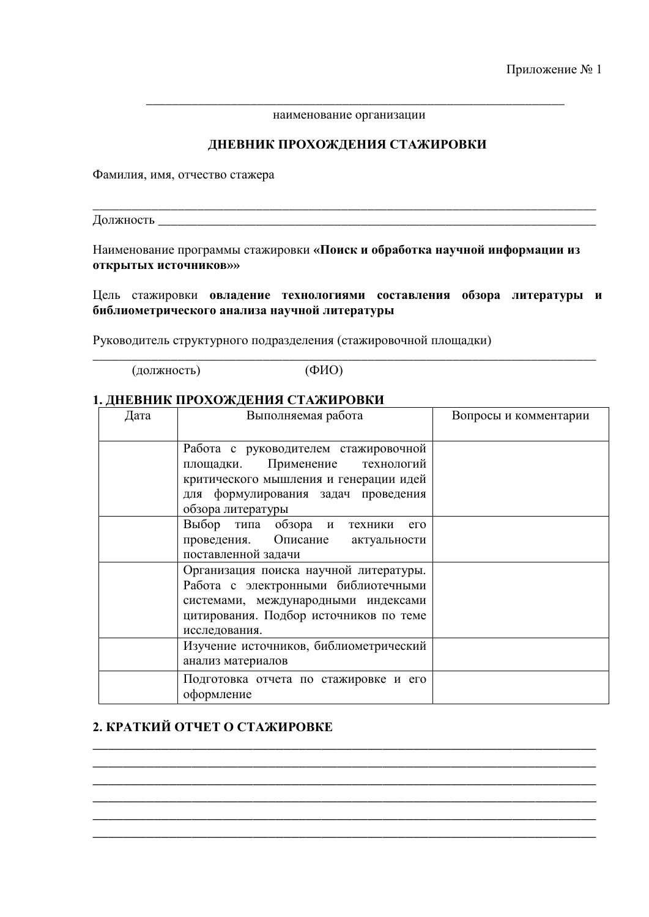Приложение № 1

\_\_\_\_\_\_\_\_\_\_\_\_\_\_\_\_\_\_\_\_\_\_\_\_\_\_\_\_\_\_\_\_\_\_\_\_\_\_\_\_\_\_\_\_\_\_\_\_\_\_\_\_\_\_\_\_\_\_\_\_\_\_\_\_\_

наименование организации

**ДНЕВНИК ПРОХОЖДЕНИЯ СТАЖИРОВКИ**

Фамилия, имя, отчество стажера

\_\_\_\_\_\_\_\_\_\_\_\_\_\_\_\_\_\_\_\_\_\_\_\_\_\_\_\_\_\_\_\_\_\_\_\_\_\_\_\_\_\_\_\_\_\_\_\_\_\_\_\_\_\_\_\_\_\_\_\_\_\_\_\_\_\_\_\_\_\_\_\_\_\_\_\_\_\_\_\_

Должность \_\_\_\_\_\_\_\_\_\_\_\_\_\_\_\_\_\_\_\_\_\_\_\_\_\_\_\_\_\_\_\_\_\_\_\_\_\_\_\_\_\_\_\_\_\_\_\_\_\_\_\_\_\_\_\_\_\_\_\_\_\_\_\_\_\_\_\_\_\_\_

Наименование программы стажировки **«Поиск и обработка научной информации из открытых источников»»**

Цель стажировки **овладение технологиями составления обзора литературы и библиометрического анализа научной литературы**

Руководитель структурного подразделения (стажировочной площадки)

\_\_\_\_\_\_\_\_\_\_\_\_\_\_\_\_\_\_\_\_\_\_\_\_\_\_\_\_\_\_\_\_\_\_\_\_\_\_\_\_\_\_\_\_\_\_\_\_\_\_\_\_\_\_\_\_\_\_\_\_\_\_\_\_\_\_\_\_\_\_\_\_\_\_\_\_\_\_\_\_

(должность) (ФИО)

## 1. ДНЕВНИК ПРОХОЖДЕНИЯ СТАЖИРОВКИ

| Дата | Выполняемая работа | Вопросы и комментарии |
|---|---|---|
| | Работа с руководителем стажировочной площадки. Применение технологий критического мышления и генерации идей для формулирования задач проведения обзора литературы | |
| | Выбор типа обзора и техники его проведения. Описание актуальности поставленной задачи | |
| | Организация поиска научной литературы. Работа с электронными библиотечными системами, международными индексами цитирования. Подбор источников по теме исследования. | |
| | Изучение источников, библиометрический анализ материалов | |
| | Подготовка отчета по стажировке и его оформление | |

## 2. КРАТКИЙ ОТЧЕТ О СТАЖИРОВКЕ

\_\_\_\_\_\_\_\_\_\_\_\_\_\_\_\_\_\_\_\_\_\_\_\_\_\_\_\_\_\_\_\_\_\_\_\_\_\_\_\_\_\_\_\_\_\_\_\_\_\_\_\_\_\_\_\_\_\_\_\_\_\_\_\_\_\_\_\_\_\_\_\_\_\_\_\_\_\_\_\_

\_\_\_\_\_\_\_\_\_\_\_\_\_\_\_\_\_\_\_\_\_\_\_\_\_\_\_\_\_\_\_\_\_\_\_\_\_\_\_\_\_\_\_\_\_\_\_\_\_\_\_\_\_\_\_\_\_\_\_\_\_\_\_\_\_\_\_\_\_\_\_\_\_\_\_\_\_\_\_\_

\_\_\_\_\_\_\_\_\_\_\_\_\_\_\_\_\_\_\_\_\_\_\_\_\_\_\_\_\_\_\_\_\_\_\_\_\_\_\_\_\_\_\_\_\_\_\_\_\_\_\_\_\_\_\_\_\_\_\_\_\_\_\_\_\_\_\_\_\_\_\_\_\_\_\_\_\_\_\_\_

\_\_\_\_\_\_\_\_\_\_\_\_\_\_\_\_\_\_\_\_\_\_\_\_\_\_\_\_\_\_\_\_\_\_\_\_\_\_\_\_\_\_\_\_\_\_\_\_\_\_\_\_\_\_\_\_\_\_\_\_\_\_\_\_\_\_\_\_\_\_\_\_\_\_\_\_\_\_\_\_

\_\_\_\_\_\_\_\_\_\_\_\_\_\_\_\_\_\_\_\_\_\_\_\_\_\_\_\_\_\_\_\_\_\_\_\_\_\_\_\_\_\_\_\_\_\_\_\_\_\_\_\_\_\_\_\_\_\_\_\_\_\_\_\_\_\_\_\_\_\_\_\_\_\_\_\_\_\_\_\_

\_\_\_\_\_\_\_\_\_\_\_\_\_\_\_\_\_\_\_\_\_\_\_\_\_\_\_\_\_\_\_\_\_\_\_\_\_\_\_\_\_\_\_\_\_\_\_\_\_\_\_\_\_\_\_\_\_\_\_\_\_\_\_\_\_\_\_\_\_\_\_\_\_\_\_\_\_\_\_\_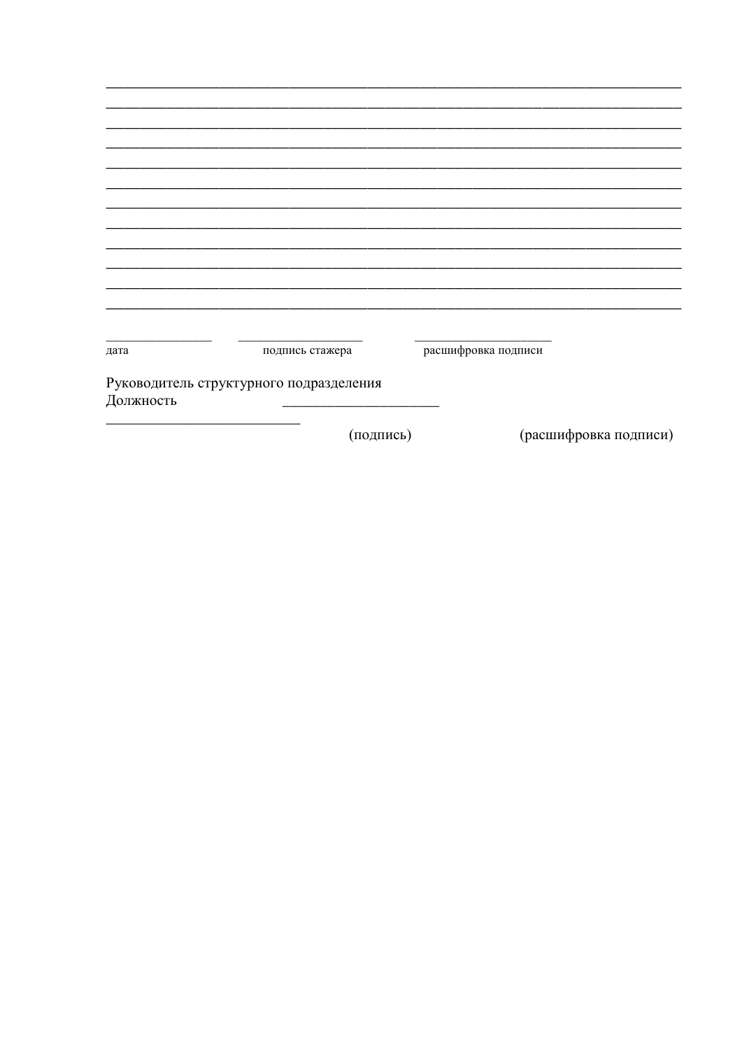________________________________________________________________________________
________________________________________________________________________________
________________________________________________________________________________
________________________________________________________________________________
________________________________________________________________________________
________________________________________________________________________________
________________________________________________________________________________
________________________________________________________________________________
________________________________________________________________________________
________________________________________________________________________________
________________________________________________________________________________
________________________________________________________________________________

_______________ ________________ __________________

дата подпись стажера расшифровка подписи

Руководитель структурного подразделения

Должность ____________________

_________________________

(подпись) (расшифровка подписи)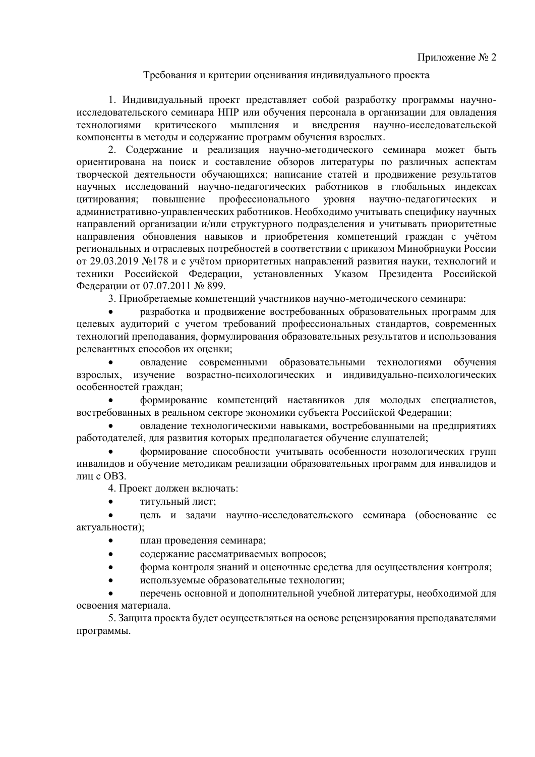Приложение № 2

Требования и критерии оценивания индивидуального проекта

1. Индивидуальный проект представляет собой разработку программы научно-исследовательского семинара НПР или обучения персонала в организации для овладения технологиями критического мышления и внедрения научно-исследовательской компоненты в методы и содержание программ обучения взрослых.

2. Содержание и реализация научно-методического семинара может быть ориентирована на поиск и составление обзоров литературы по различных аспектам творческой деятельности обучающихся; написание статей и продвижение результатов научных исследований научно-педагогических работников в глобальных индексах цитирования; повышение профессионального уровня научно-педагогических и административно-управленческих работников. Необходимо учитывать специфику научных направлений организации и/или структурного подразделения и учитывать приоритетные направления обновления навыков и приобретения компетенций граждан с учётом региональных и отраслевых потребностей в соответствии с приказом Минобрнауки России от 29.03.2019 №178 и с учётом приоритетных направлений развития науки, технологий и техники Российской Федерации, установленных Указом Президента Российской Федерации от 07.07.2011 № 899.

3. Приобретаемые компетенций участников научно-методического семинара:

- разработка и продвижение востребованных образовательных программ для целевых аудиторий с учетом требований профессиональных стандартов, современных технологий преподавания, формулирования образовательных результатов и использования релевантных способов их оценки;
- овладение современными образовательными технологиями обучения взрослых, изучение возрастно-психологических и индивидуально-психологических особенностей граждан;
- формирование компетенций наставников для молодых специалистов, востребованных в реальном секторе экономики субъекта Российской Федерации;
- овладение технологическими навыками, востребованными на предприятиях работодателей, для развития которых предполагается обучение слушателей;
- формирование способности учитывать особенности нозологических групп инвалидов и обучение методикам реализации образовательных программ для инвалидов и лиц с ОВЗ.

4. Проект должен включать:

- титульный лист;
- цель и задачи научно-исследовательского семинара (обоснование ее актуальности);
- план проведения семинара;
- содержание рассматриваемых вопросов;
- форма контроля знаний и оценочные средства для осуществления контроля;
- используемые образовательные технологии;
- перечень основной и дополнительной учебной литературы, необходимой для освоения материала.

5. Защита проекта будет осуществляться на основе рецензирования преподавателями программы.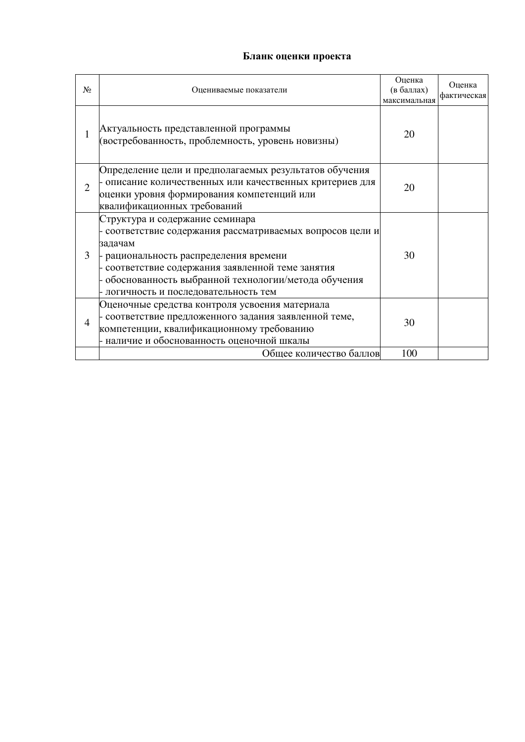**Бланк оценки проекта**

| № | Оцениваемые показатели | Оценка (в баллах) максимальная | Оценка фактическая |
|---|---|---|---|
| 1 | Актуальность представленной программы (востребованность, проблемность, уровень новизны) | 20 | |
| 2 | Определение цели и предполагаемых результатов обучения<br>- описание количественных или качественных критериев для оценки уровня формирования компетенций или квалификационных требований | 20 | |
| 3 | Структура и содержание семинара<br>- соответствие содержания рассматриваемых вопросов цели и задачам<br>- рациональность распределения времени<br>- соответствие содержания заявленной теме занятия<br>- обоснованность выбранной технологии/метода обучения<br>- логичность и последовательность тем | 30 | |
| 4 | Оценочные средства контроля усвоения материала<br>- соответствие предложенного задания заявленной теме, компетенции, квалификационному требованию<br>- наличие и обоснованность оценочной шкалы | 30 | |
| | Общее количество баллов | 100 | |